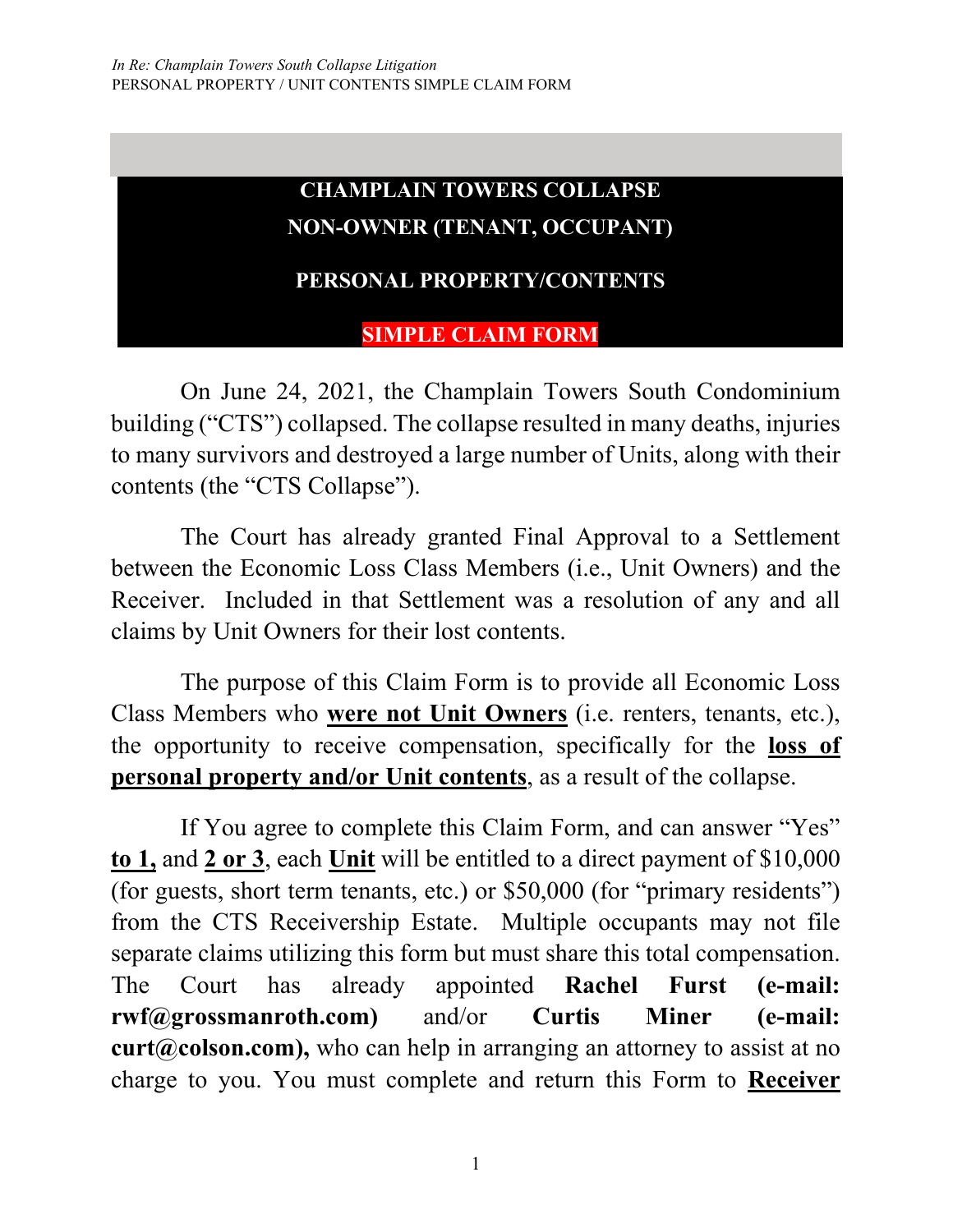# CHAMPLAIN TOWERS COLLAPSE

## NON-OWNER (TENANT, OCCUPANT)

## PERSONAL PROPERTY/CONTENTS

## SIMPLE CLAIM FORM

On June 24, 2021, the Champlain Towers South Condominium building ("CTS") collapsed. The collapse resulted in many deaths, injuries to many survivors and destroyed a large number of Units, along with their contents (the "CTS Collapse").

The Court has already granted Final Approval to a Settlement between the Economic Loss Class Members (i.e., Unit Owners) and the Receiver. Included in that Settlement was a resolution of any and all claims by Unit Owners for their lost contents.

The purpose of this Claim Form is to provide all Economic Loss Class Members who **<u>were not Unit Owners</u>** (i.e. renters, tenants, etc.), the opportunity to receive compensation, specifically for the **<u>loss of personal property and/or Unit contents</u>**, as a result of the collapse.

If You agree to complete this Claim Form, and can answer "Yes" **<u>to 1,</u>** and **<u>2 or 3</u>**, each **<u>Unit</u>** will be entitled to a direct payment of $10,000 (for guests, short term tenants, etc.) or $50,000 (for "primary residents") from the CTS Receivership Estate. Multiple occupants may not file separate claims utilizing this form but must share this total compensation. The Court has already appointed **Rachel Furst (e-mail: rwf@grossmanroth.com)** and/or **Curtis Miner (e-mail: curt@colson.com),** who can help in arranging an attorney to assist at no charge to you. You must complete and return this Form to **<u>Receiver</u>**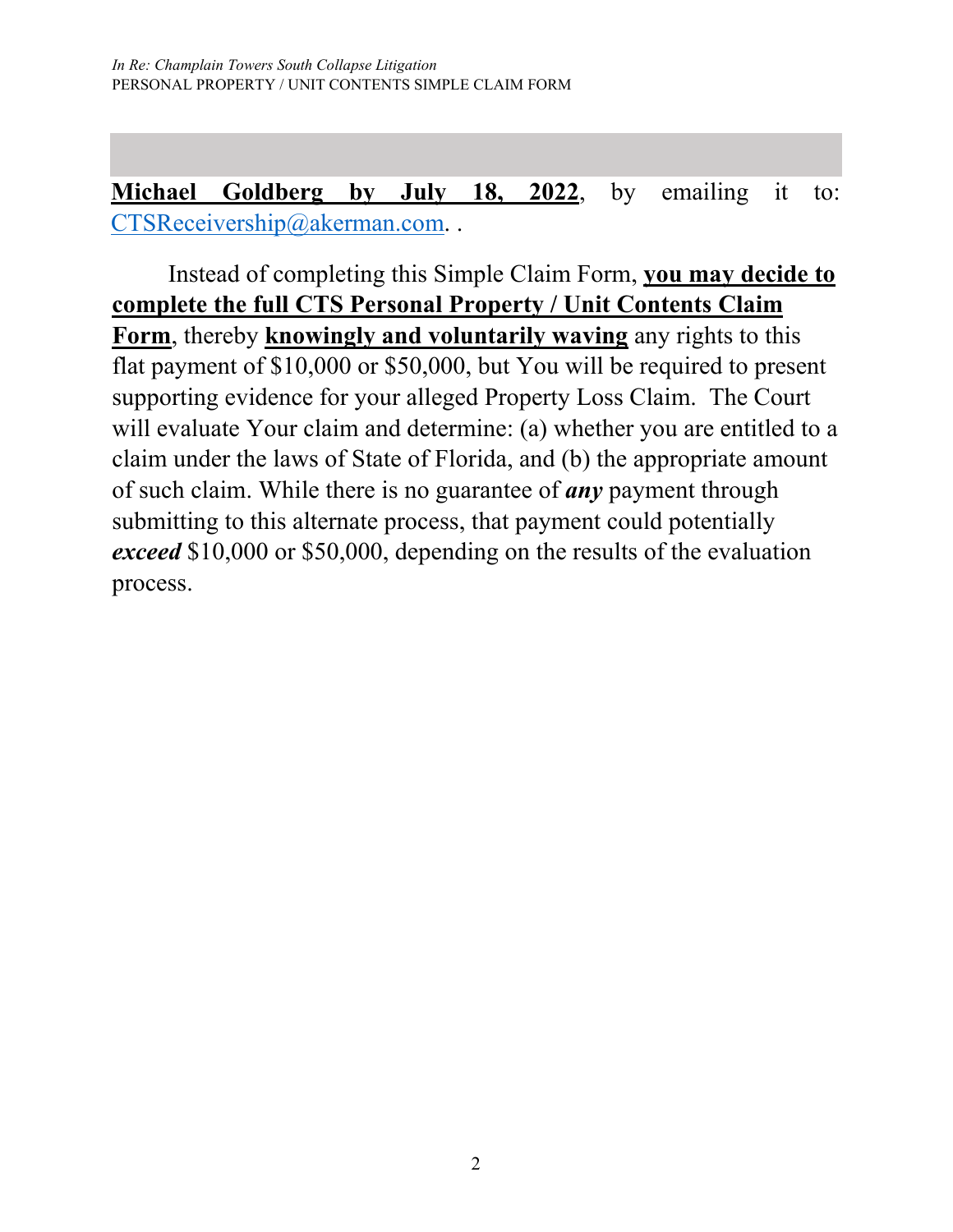**Michael Goldberg by July 18, 2022**, by emailing it to: CTSReceivership@akerman.com. .

Instead of completing this Simple Claim Form, **you may decide to complete the full CTS Personal Property / Unit Contents Claim Form**, thereby **knowingly and voluntarily waving** any rights to this flat payment of $10,000 or $50,000, but You will be required to present supporting evidence for your alleged Property Loss Claim. The Court will evaluate Your claim and determine: (a) whether you are entitled to a claim under the laws of State of Florida, and (b) the appropriate amount of such claim. While there is no guarantee of ***any*** payment through submitting to this alternate process, that payment could potentially ***exceed*** $10,000 or $50,000, depending on the results of the evaluation process.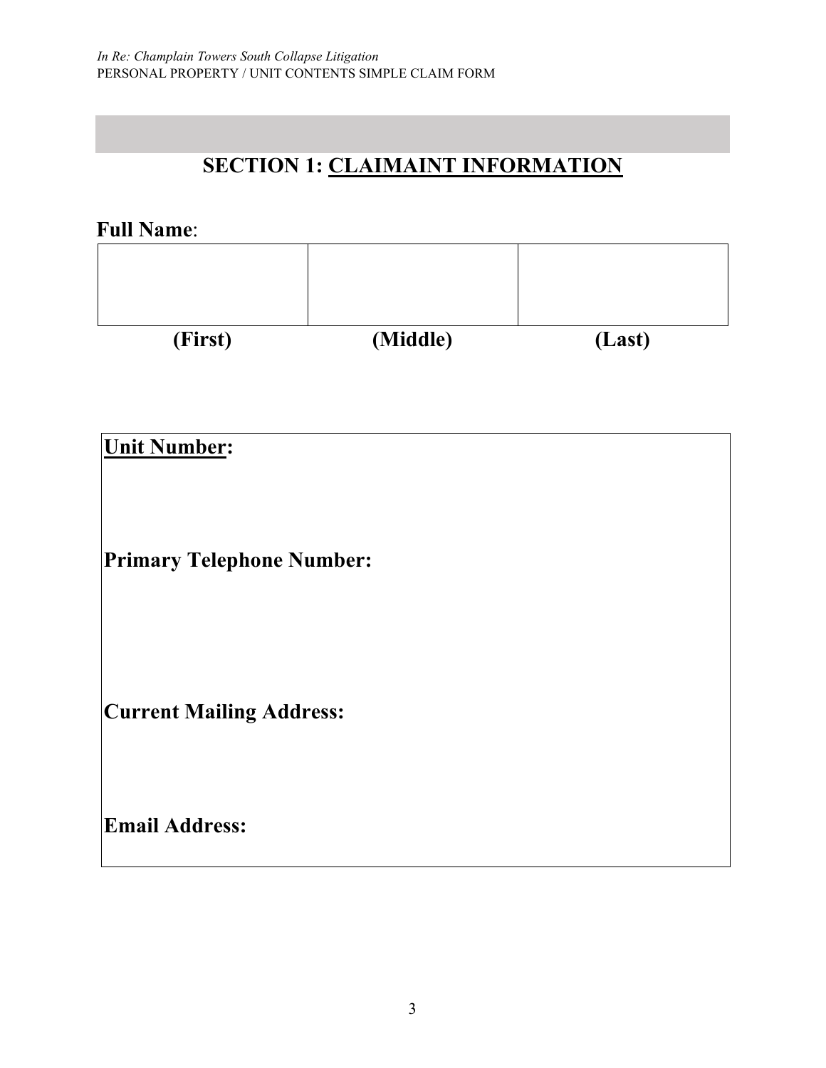## SECTION 1: CLAIMAINT INFORMATION

**Full Name**:

| | | |
|---|---|---|
| | | |
| **(First)** | **(Middle)** | **(Last)** |

**Unit Number:**

**Primary Telephone Number:**

**Current Mailing Address:**

**Email Address:**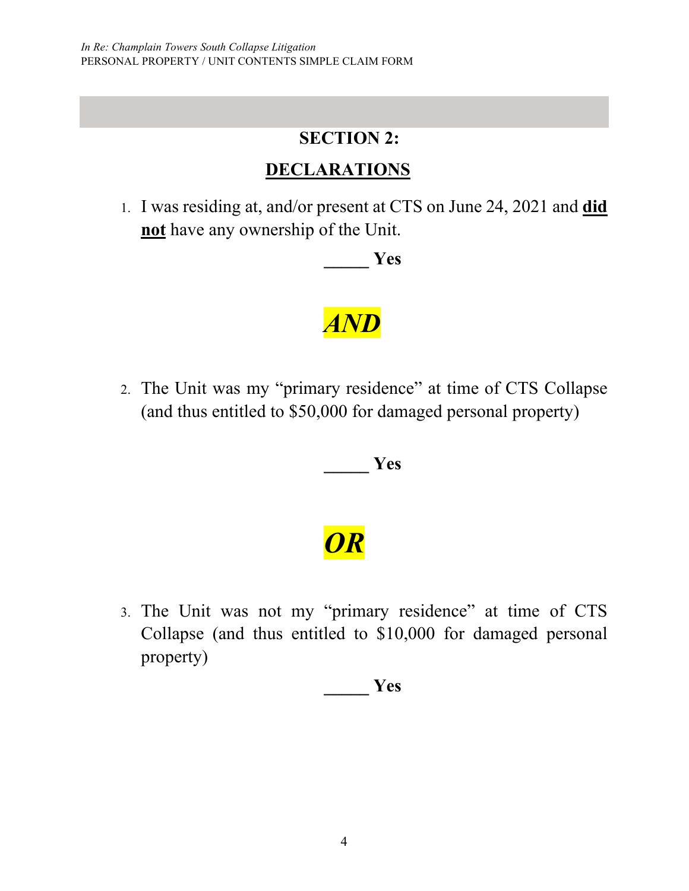## SECTION 2:

## DECLARATIONS

1. I was residing at, and/or present at CTS on June 24, 2021 and **did not** have any ownership of the Unit.

    _____ **Yes**

***AND***

2. The Unit was my "primary residence" at time of CTS Collapse (and thus entitled to $50,000 for damaged personal property)

    _____ **Yes**

***OR***

3. The Unit was not my "primary residence" at time of CTS Collapse (and thus entitled to $10,000 for damaged personal property)

    _____ **Yes**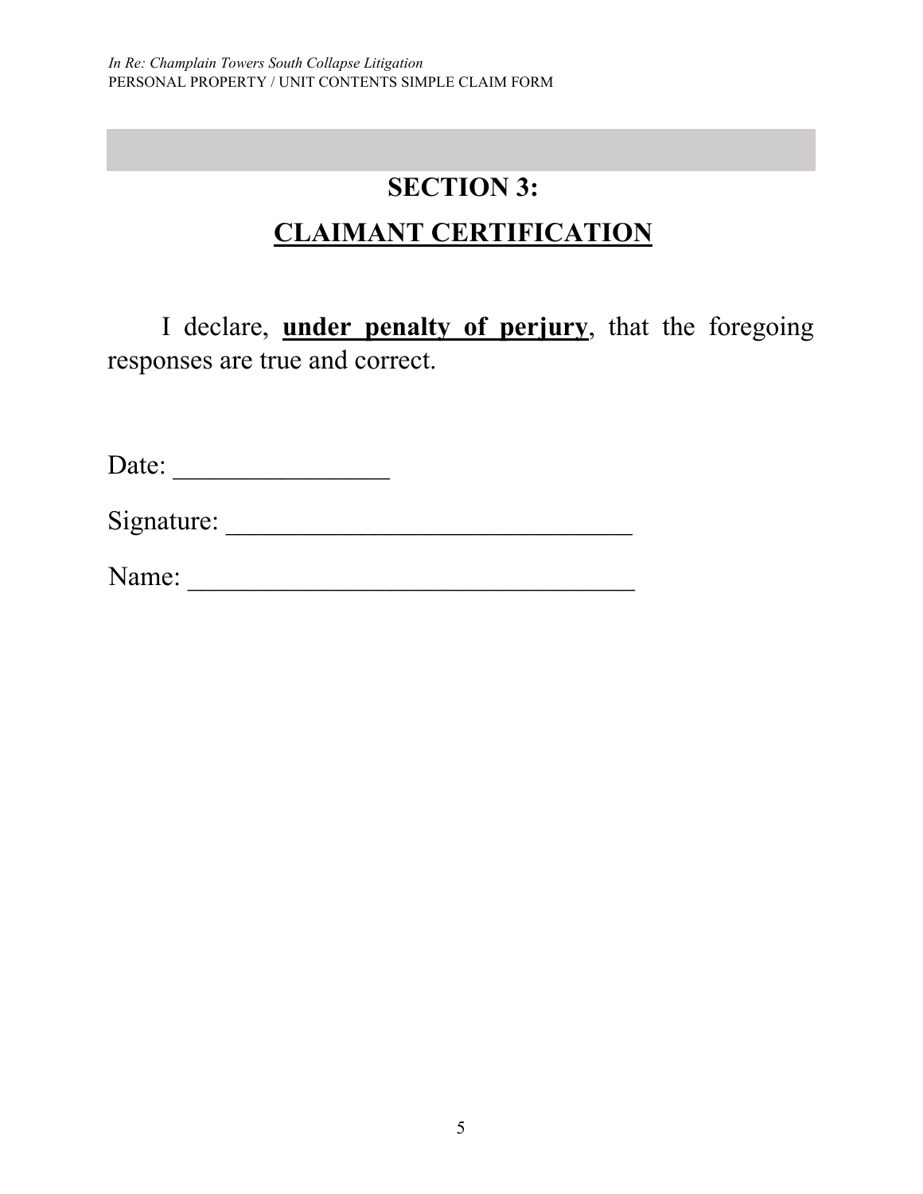## SECTION 3:

## CLAIMANT CERTIFICATION

I declare, **under penalty of perjury**, that the foregoing responses are true and correct.

Date: ________________

Signature: ______________________________

Name: __________________________________